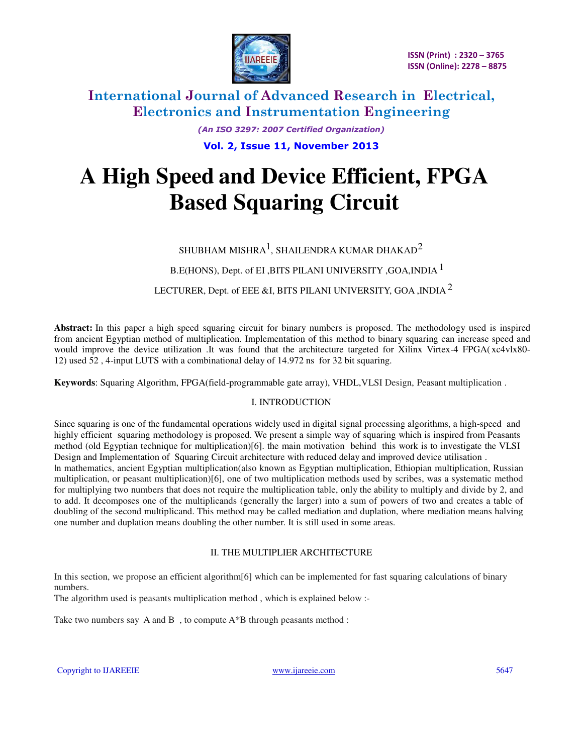# A High Speed and Device Efficient, FPGA Based Squaring Circuit

SHUBHAM MISHRA[1], SHAILENDRA KUMAR DHAKAD[2]

B.E(HONS), Dept. of EI ,BITS PILANI UNIVERSITY ,GOA,INDIA [1]

LECTURER, Dept. of EEE &I, BITS PILANI UNIVERSITY, GOA ,INDIA [2]

**Abstract:** In this paper a high speed squaring circuit for binary numbers is proposed. The methodology used is inspired from ancient Egyptian method of multiplication. Implementation of this method to binary squaring can increase speed and would improve the device utilization .It was found that the architecture targeted for Xilinx Virtex-4 FPGA( xc4vlx80-12) used 52 , 4-input LUTS with a combinational delay of 14.972 ns for 32 bit squaring.

**Keywords**: Squaring Algorithm, FPGA(field-programmable gate array), VHDL,VLSI Design, Peasant multiplication .

## I. INTRODUCTION

Since squaring is one of the fundamental operations widely used in digital signal processing algorithms, a high-speed and highly efficient squaring methodology is proposed. We present a simple way of squaring which is inspired from Peasants method (old Egyptian technique for multiplication)[6]. the main motivation behind this work is to investigate the VLSI Design and Implementation of Squaring Circuit architecture with reduced delay and improved device utilisation .
In mathematics, ancient Egyptian multiplication(also known as Egyptian multiplication, Ethiopian multiplication, Russian multiplication, or peasant multiplication)[6], one of two multiplication methods used by scribes, was a systematic method for multiplying two numbers that does not require the multiplication table, only the ability to multiply and divide by 2, and to add. It decomposes one of the multiplicands (generally the larger) into a sum of powers of two and creates a table of doubling of the second multiplicand. This method may be called mediation and duplation, where mediation means halving one number and duplation means doubling the other number. It is still used in some areas.

## II. THE MULTIPLIER ARCHITECTURE

In this section, we propose an efficient algorithm[6] which can be implemented for fast squaring calculations of binary numbers.
The algorithm used is peasants multiplication method , which is explained below :-

Take two numbers say A and B , to compute A*B through peasants method :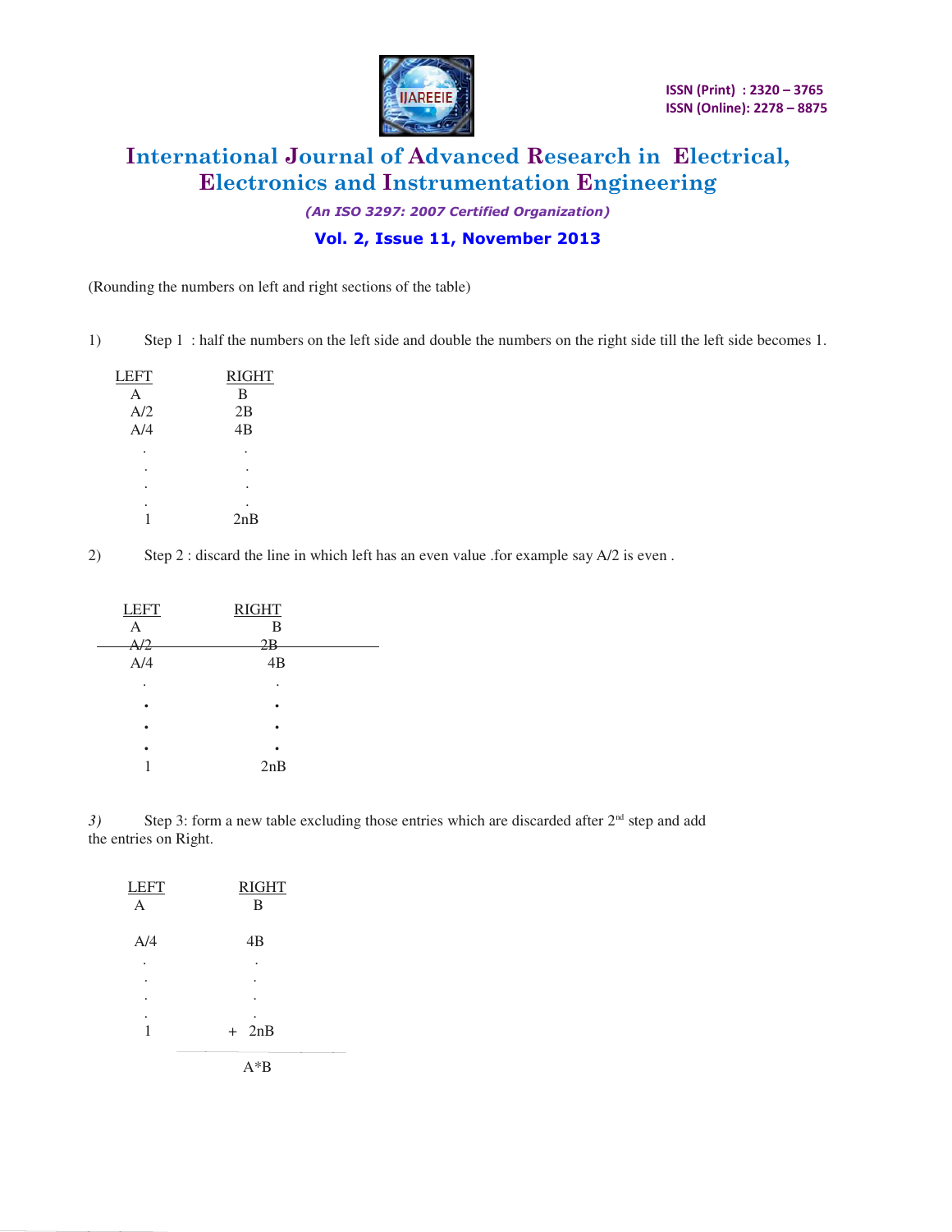(Rounding the numbers on left and right sections of the table)

1) Step 1 : half the numbers on the left side and double the numbers on the right side till the left side becomes 1.

| LEFT | RIGHT |
|---|---|
| A | B |
| A/2 | 2B |
| A/4 | 4B |
| . | . |
| . | . |
| . | . |
| . | . |
| 1 | 2nB |

2) Step 2 : discard the line in which left has an even value .for example say A/2 is even .

| LEFT | RIGHT |
|---|---|
| A | B |
| ~~A/2~~ | ~~2B~~ |
| A/4 | 4B |
| . | . |
| • | • |
| • | • |
| • | • |
| 1 | 2nB |

*3)* Step 3: form a new table excluding those entries which are discarded after 2nd step and add the entries on Right.

| LEFT | RIGHT |
|---|---|
| A | B |
| | |
| A/4 | 4B |
| . | . |
| . | . |
| . | . |
| . | . |
| 1 | + 2nB |
| | A*B |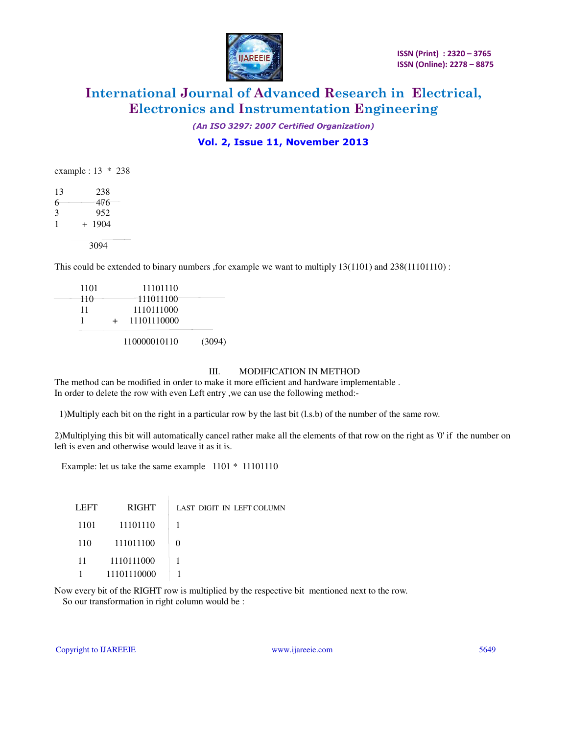example : 13 * 238

| | |
|---|---|
| 13 | 238 |
| ~~6~~ | ~~476~~ |
| 3 | 952 |
| 1 | + 1904 |
| | 3094 |

This could be extended to binary numbers ,for example we want to multiply 13(1101) and 238(11101110) :

| | | |
|---|---|---|
| 1101 | 11101110 | |
| ~~110~~ | ~~111011100~~ | |
| 11 | 1110111000 | |
| 1 | + 11101110000 | |
| | 110000010110 | (3094) |

### III. MODIFICATION IN METHOD

The method can be modified in order to make it more efficient and hardware implementable .
In order to delete the row with even Left entry ,we can use the following method:-

1)Multiply each bit on the right in a particular row by the last bit (l.s.b) of the number of the same row.

2)Multiplying this bit will automatically cancel rather make all the elements of that row on the right as '0' if the number on left is even and otherwise would leave it as it is.

Example: let us take the same example 1101 * 11101110

| LEFT | RIGHT | LAST DIGIT IN LEFT COLUMN |
|---|---|---|
| 1101 | 11101110 | 1 |
| 110 | 111011100 | 0 |
| 11 | 1110111000 | 1 |
| 1 | 11101110000 | 1 |

Now every bit of the RIGHT row is multiplied by the respective bit mentioned next to the row.
So our transformation in right column would be :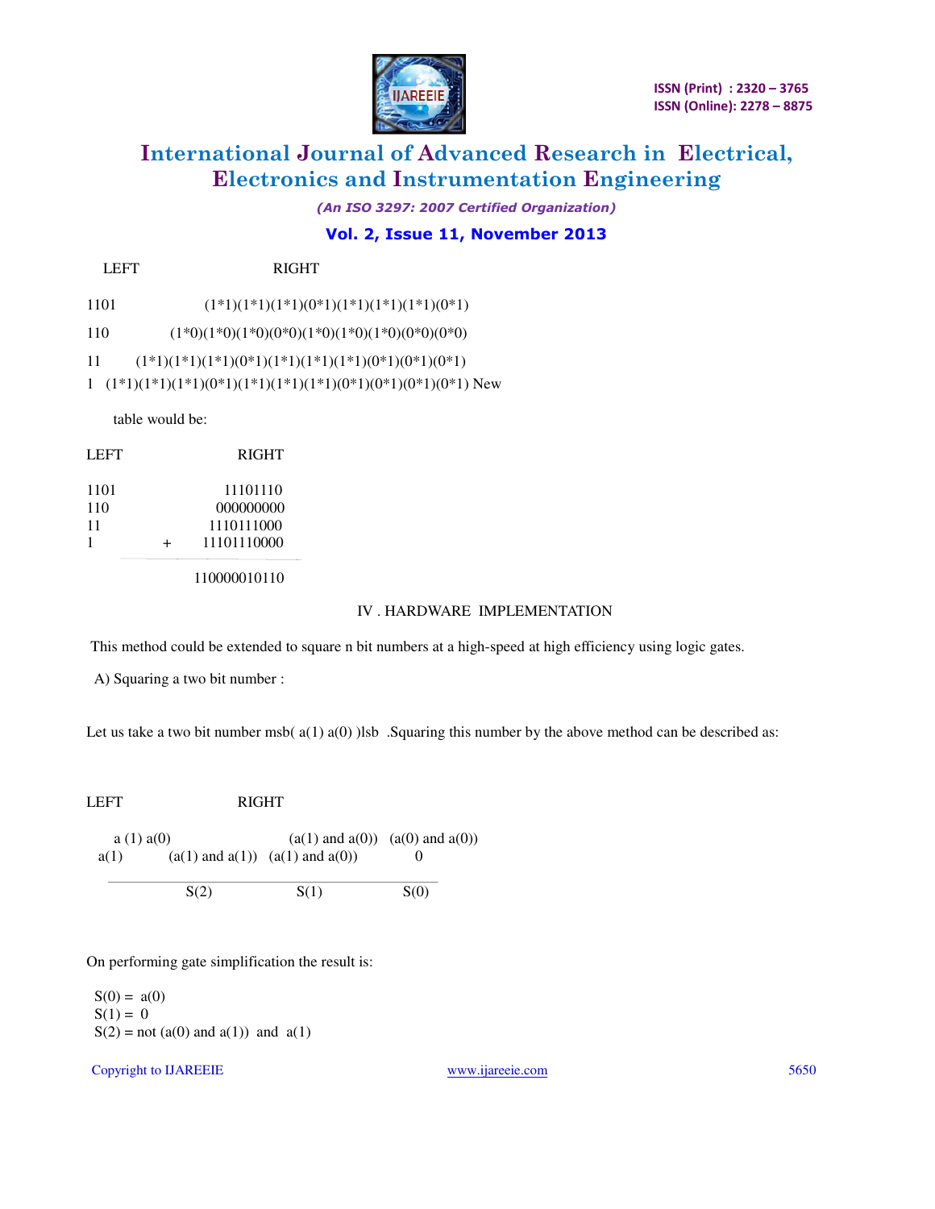| LEFT | RIGHT |
|---|---|
| 1101 | (1*1)(1*1)(1*1)(0*1)(1*1)(1*1)(1*1)(0*1) |
| 110 | (1*0)(1*0)(1*0)(0*0)(1*0)(1*0)(1*0)(0*0)(0*0) |
| 11 | (1*1)(1*1)(1*1)(0*1)(1*1)(1*1)(1*1)(0*1)(0*1)(0*1) |
| 1 | (1*1)(1*1)(1*1)(0*1)(1*1)(1*1)(1*1)(0*1)(0*1)(0*1)(0*1) |

New table would be:

| LEFT | | RIGHT |
|---|---|---|
| 1101 | | 11101110 |
| 110 | | 000000000 |
| 11 | | 1110111000 |
| 1 | + | 11101110000 |
| | | 110000010110 |

## IV . HARDWARE IMPLEMENTATION

This method could be extended to square n bit numbers at a high-speed at high efficiency using logic gates.

A) Squaring a two bit number :

Let us take a two bit number msb( a(1) a(0) )lsb .Squaring this number by the above method can be described as:

| LEFT | RIGHT | | |
|---|---|---|---|
| a (1) a(0) | | (a(1) and a(0)) | (a(0) and a(0)) |
| a(1) | (a(1) and a(1)) | (a(1) and a(0)) | 0 |
| | S(2) | S(1) | S(0) |

On performing gate simplification the result is:

S(0) = a(0)
S(1) = 0
S(2) = not (a(0) and a(1)) and a(1)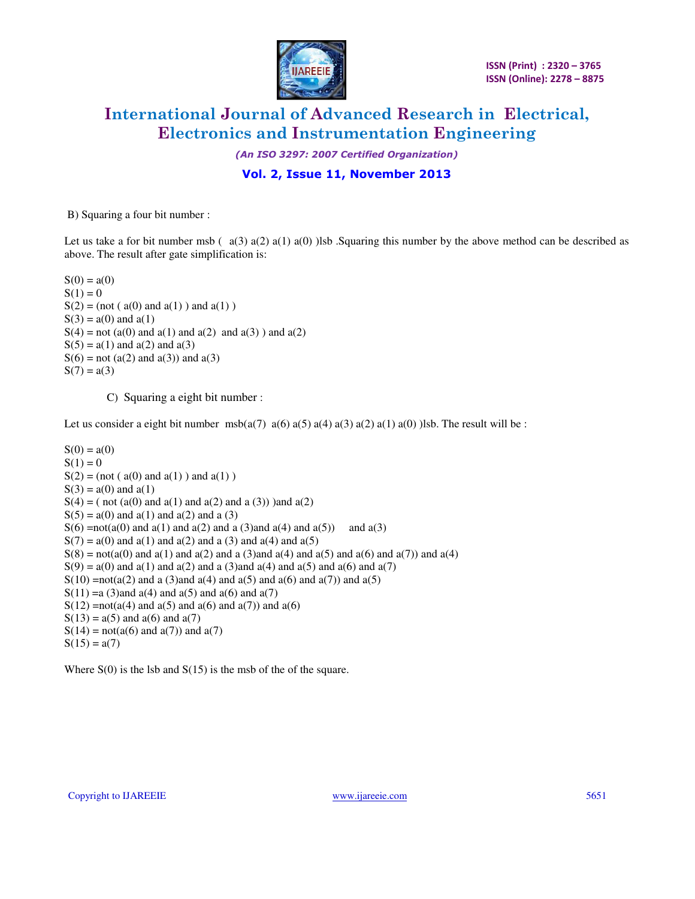B) Squaring a four bit number :

Let us take a for bit number msb ( a(3) a(2) a(1) a(0) )lsb .Squaring this number by the above method can be described as above. The result after gate simplification is:

S(0) = a(0)  
S(1) = 0  
S(2) = (not ( a(0) and a(1) ) and a(1) )  
S(3) = a(0) and a(1)  
S(4) = not (a(0) and a(1) and a(2) and a(3) ) and a(2)  
S(5) = a(1) and a(2) and a(3)  
S(6) = not (a(2) and a(3)) and a(3)  
S(7) = a(3)

C) Squaring a eight bit number :

Let us consider a eight bit number msb(a(7) a(6) a(5) a(4) a(3) a(2) a(1) a(0) )lsb. The result will be :

S(0) = a(0)  
S(1) = 0  
S(2) = (not ( a(0) and a(1) ) and a(1) )  
S(3) = a(0) and a(1)  
S(4) = ( not (a(0) and a(1) and a(2) and a (3)) )and a(2)  
S(5) = a(0) and a(1) and a(2) and a (3)  
S(6) =not(a(0) and a(1) and a(2) and a (3)and a(4) and a(5)) and a(3)  
S(7) = a(0) and a(1) and a(2) and a (3) and a(4) and a(5)  
S(8) = not(a(0) and a(1) and a(2) and a (3)and a(4) and a(5) and a(6) and a(7)) and a(4)  
S(9) = a(0) and a(1) and a(2) and a (3)and a(4) and a(5) and a(6) and a(7)  
S(10) =not(a(2) and a (3)and a(4) and a(5) and a(6) and a(7)) and a(5)  
S(11) =a (3)and a(4) and a(5) and a(6) and a(7)  
S(12) =not(a(4) and a(5) and a(6) and a(7)) and a(6)  
S(13) = a(5) and a(6) and a(7)  
S(14) = not(a(6) and a(7)) and a(7)  
S(15) = a(7)

Where S(0) is the lsb and S(15) is the msb of the of the square.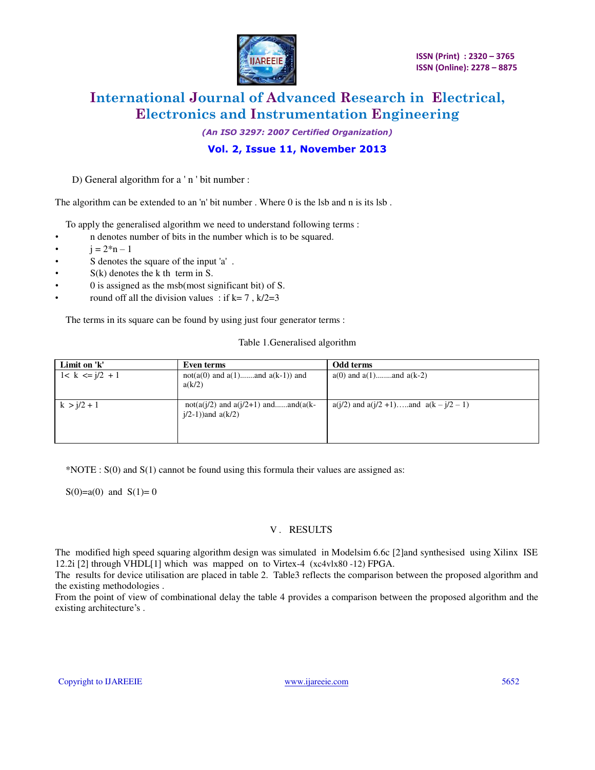D) General algorithm for a ' n ' bit number :

The algorithm can be extended to an 'n' bit number . Where 0 is the lsb and n is its lsb .

To apply the generalised algorithm we need to understand following terms :

- n denotes number of bits in the number which is to be squared.
- j = 2*n – 1
- S denotes the square of the input 'a' .
- S(k) denotes the k th term in S.
- 0 is assigned as the msb(most significant bit) of S.
- round off all the division values : if k= 7 , k/2=3

The terms in its square can be found by using just four generator terms :

Table 1.Generalised algorithm

| Limit on 'k' | Even terms | Odd terms |
|---|---|---|
| 1< k <= j/2 + 1 | not(a(0) and a(1).......and a(k-1)) and a(k/2) | a(0) and a(1)........and a(k-2) |
| k > j/2 + 1 | not(a(j/2) and a(j/2+1) and......and(a(k-j/2-1))and a(k/2) | a(j/2) and a(j/2 +1)…..and a(k – j/2 – 1) |

*NOTE : S(0) and S(1) cannot be found using this formula their values are assigned as:

S(0)=a(0) and S(1)= 0

## V . RESULTS

The modified high speed squaring algorithm design was simulated in Modelsim 6.6c [2]and synthesised using Xilinx ISE 12.2i [2] through VHDL[1] which was mapped on to Virtex-4 (xc4vlx80 -12) FPGA.
The results for device utilisation are placed in table 2. Table3 reflects the comparison between the proposed algorithm and the existing methodologies .
From the point of view of combinational delay the table 4 provides a comparison between the proposed algorithm and the existing architecture's .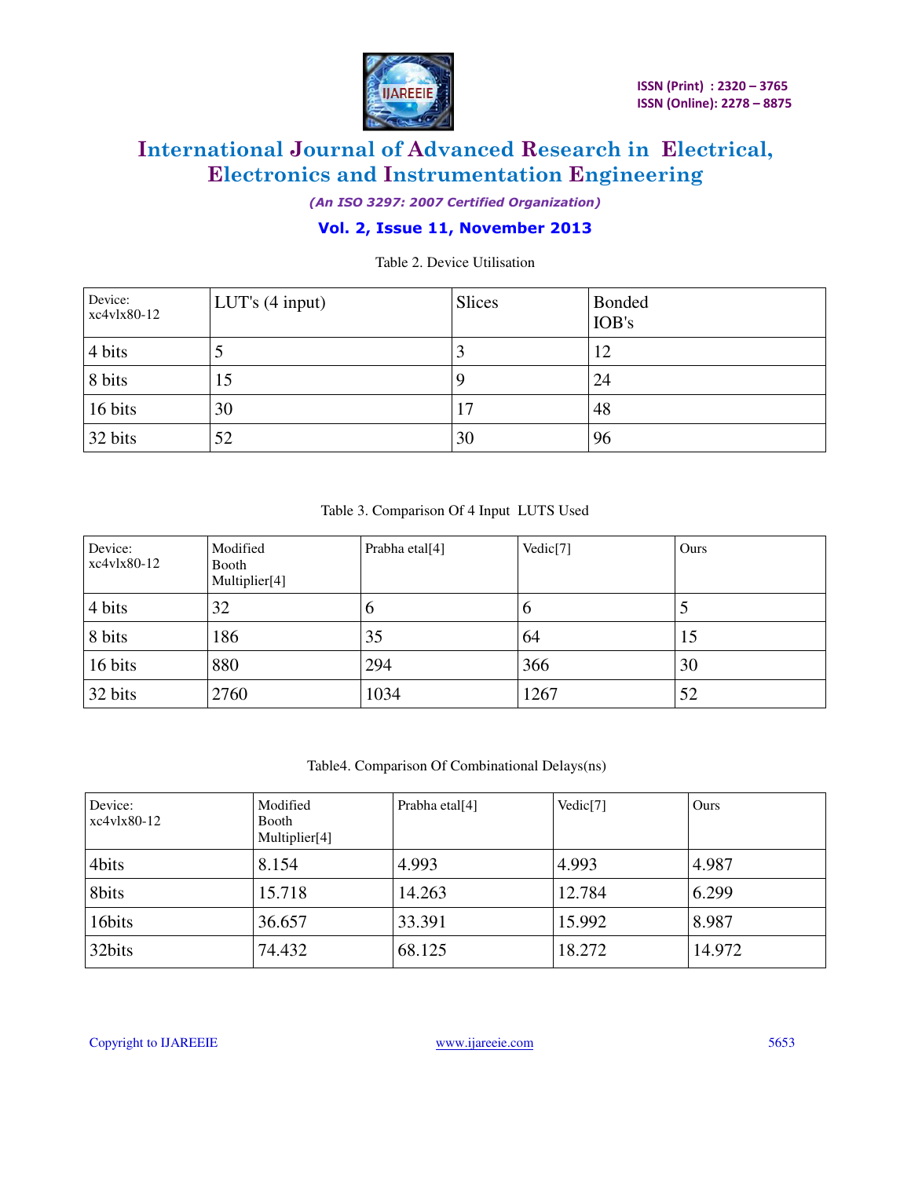Table 2. Device Utilisation

| Device: xc4vlx80-12 | LUT's (4 input) | Slices | Bonded IOB's |
|---|---|---|---|
| 4 bits | 5 | 3 | 12 |
| 8 bits | 15 | 9 | 24 |
| 16 bits | 30 | 17 | 48 |
| 32 bits | 52 | 30 | 96 |

Table 3. Comparison Of 4 Input LUTS Used

| Device: xc4vlx80-12 | Modified Booth Multiplier[4] | Prabha etal[4] | Vedic[7] | Ours |
|---|---|---|---|---|
| 4 bits | 32 | 6 | 6 | 5 |
| 8 bits | 186 | 35 | 64 | 15 |
| 16 bits | 880 | 294 | 366 | 30 |
| 32 bits | 2760 | 1034 | 1267 | 52 |

Table4. Comparison Of Combinational Delays(ns)

| Device: xc4vlx80-12 | Modified Booth Multiplier[4] | Prabha etal[4] | Vedic[7] | Ours |
|---|---|---|---|---|
| 4bits | 8.154 | 4.993 | 4.993 | 4.987 |
| 8bits | 15.718 | 14.263 | 12.784 | 6.299 |
| 16bits | 36.657 | 33.391 | 15.992 | 8.987 |
| 32bits | 74.432 | 68.125 | 18.272 | 14.972 |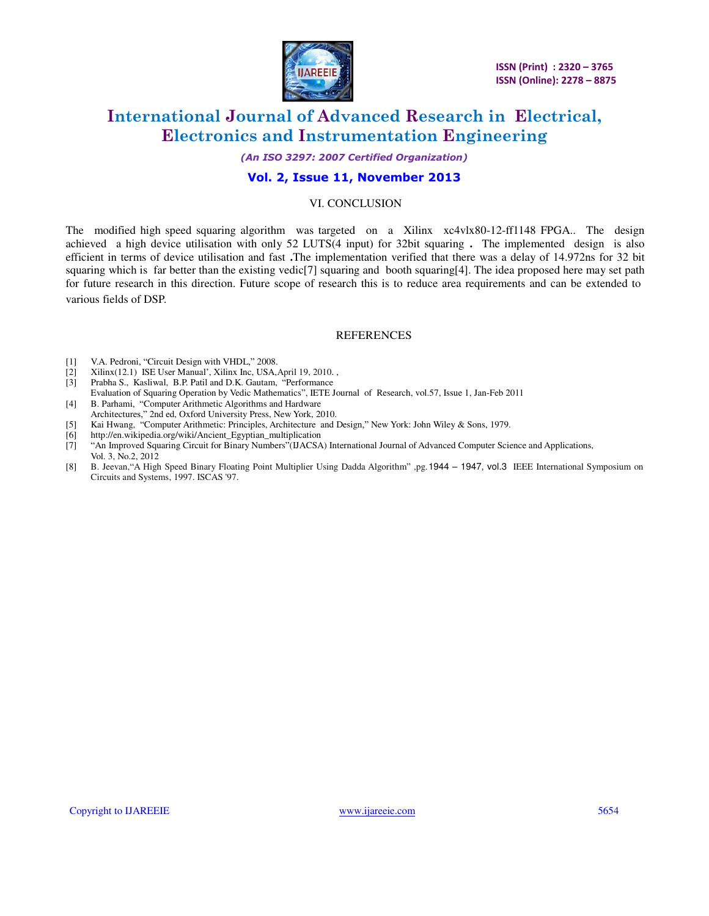## VI. CONCLUSION

The modified high speed squaring algorithm was targeted on a Xilinx xc4vlx80-12-ff1148 FPGA.. The design achieved a high device utilisation with only 52 LUTS(4 input) for 32bit squaring **.** The implemented design is also efficient in terms of device utilisation and fast **.**The implementation verified that there was a delay of 14.972ns for 32 bit squaring which is far better than the existing vedic[7] squaring and booth squaring[4]. The idea proposed here may set path for future research in this direction. Future scope of research this is to reduce area requirements and can be extended to various fields of DSP.

## REFERENCES

[1] V.A. Pedroni, "Circuit Design with VHDL," 2008.

[2] Xilinx(12.1) ISE User Manual', Xilinx Inc, USA,April 19, 2010. ,

[3] Prabha S., Kasliwal, B.P. Patil and D.K. Gautam, "Performance Evaluation of Squaring Operation by Vedic Mathematics", IETE Journal of Research, vol.57, Issue 1, Jan-Feb 2011

[4] B. Parhami, "Computer Arithmetic Algorithms and Hardware Architectures," 2nd ed, Oxford University Press, New York, 2010.

[5] Kai Hwang, "Computer Arithmetic: Principles, Architecture and Design," New York: John Wiley & Sons, 1979.

[6] http://en.wikipedia.org/wiki/Ancient_Egyptian_multiplication

[7] "An Improved Squaring Circuit for Binary Numbers"(IJACSA) International Journal of Advanced Computer Science and Applications, Vol. 3, No.2, 2012

[8] B. Jeevan,"A High Speed Binary Floating Point Multiplier Using Dadda Algorithm" ,pg.1944 – 1947, vol.3 IEEE International Symposium on Circuits and Systems, 1997. ISCAS '97.